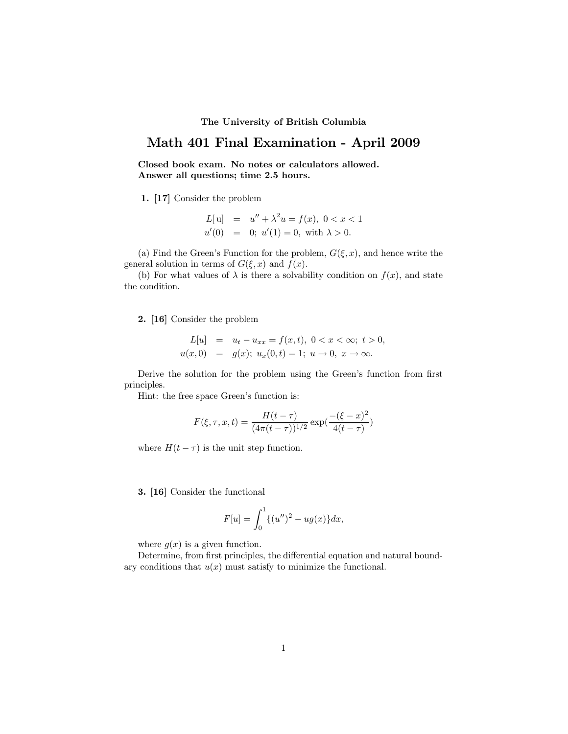**The University of British Columbia**

# Math 401 Final Examination - April 2009

**Closed book exam. No notes or calculators allowed.**
**Answer all questions; time 2.5 hours.**

**1.** [17] Consider the problem

$$
\begin{aligned}
L[\,\mathrm{u}] &= u'' + \lambda^2 u = f(x),\ 0 < x < 1 \\
u'(0) &= 0;\ u'(1) = 0,\ \text{with } \lambda > 0.
\end{aligned}
$$

(a) Find the Green's Function for the problem, $G(\xi, x)$, and hence write the general solution in terms of $G(\xi, x)$ and $f(x)$.

(b) For what values of $\lambda$ is there a solvability condition on $f(x)$, and state the condition.

**2.** [16] Consider the problem

$$
\begin{aligned}
L[u] &= u_t - u_{xx} = f(x,t),\ 0 < x < \infty;\ t > 0, \\
u(x,0) &= g(x);\ u_x(0,t) = 1;\ u \to 0,\ x \to \infty.
\end{aligned}
$$

Derive the solution for the problem using the Green's function from first principles.

Hint: the free space Green's function is:

$$
F(\xi, \tau, x, t) = \frac{H(t-\tau)}{(4\pi(t-\tau))^{1/2}} \exp\left(\frac{-(\xi - x)^2}{4(t-\tau)}\right)
$$

where $H(t - \tau)$ is the unit step function.

**3.** [16] Consider the functional

$$
F[u] = \int_0^1 \{(u'')^2 - ug(x)\} dx,
$$

where $g(x)$ is a given function.

Determine, from first principles, the differential equation and natural boundary conditions that $u(x)$ must satisfy to minimize the functional.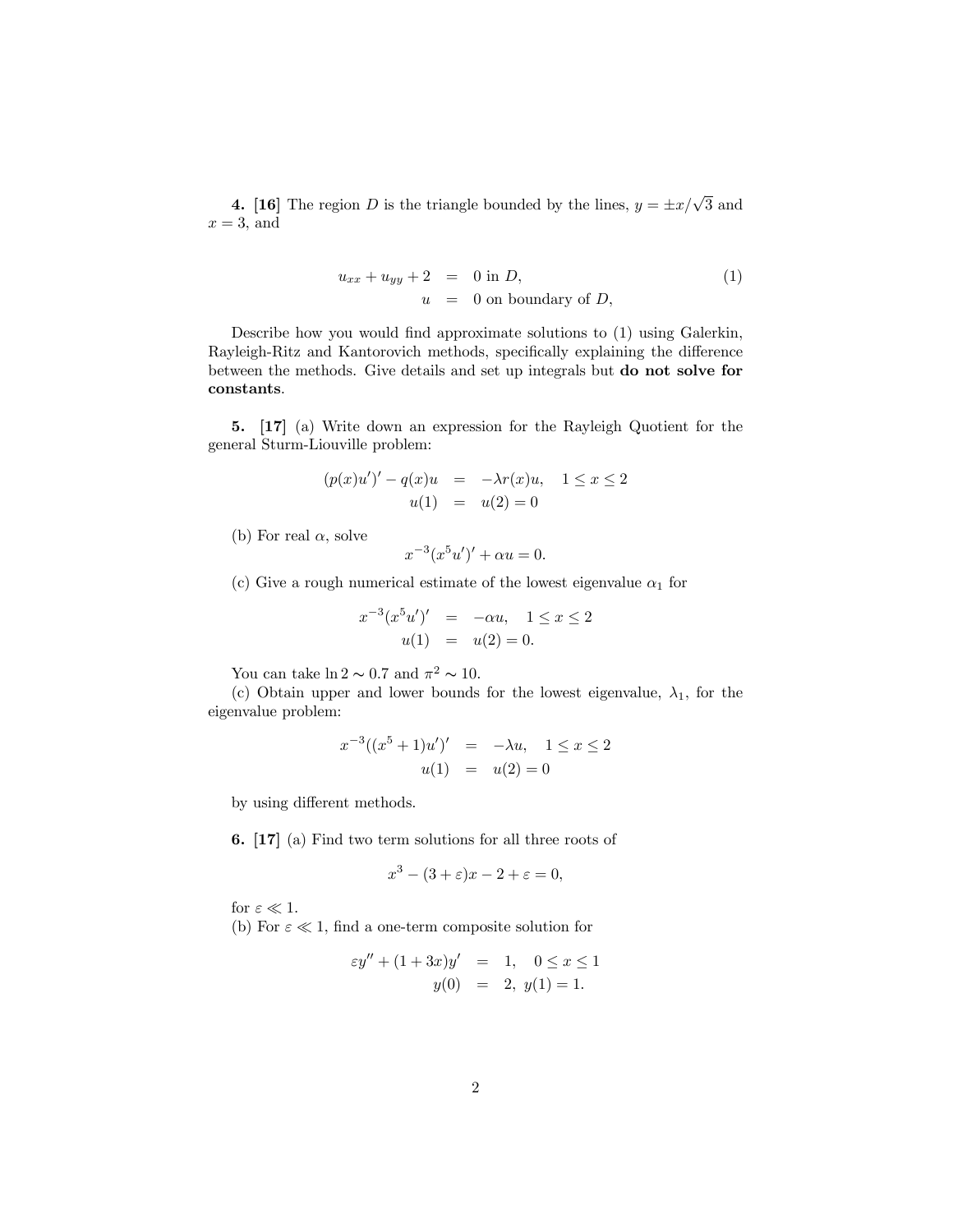**4. [16]** The region $D$ is the triangle bounded by the lines, $y = \pm x/\sqrt{3}$ and $x = 3$, and

$$
\begin{aligned}
u_{xx} + u_{yy} + 2 &= 0 \text{ in } D, \\
u &= 0 \text{ on boundary of } D,
\end{aligned}
\tag{1}
$$

Describe how you would find approximate solutions to (1) using Galerkin, Rayleigh-Ritz and Kantorovich methods, specifically explaining the difference between the methods. Give details and set up integrals but **do not solve for constants**.

**5. [17]** (a) Write down an expression for the Rayleigh Quotient for the general Sturm-Liouville problem:

$$
\begin{aligned}
(p(x)u')' - q(x)u &= -\lambda r(x)u, \quad 1 \leq x \leq 2 \\
u(1) &= u(2) = 0
\end{aligned}
$$

(b) For real $\alpha$, solve

$$
x^{-3}(x^5 u')' + \alpha u = 0.
$$

(c) Give a rough numerical estimate of the lowest eigenvalue $\alpha_1$ for

$$
\begin{aligned}
x^{-3}(x^5 u')' &= -\alpha u, \quad 1 \leq x \leq 2 \\
u(1) &= u(2) = 0.
\end{aligned}
$$

You can take $\ln 2 \sim 0.7$ and $\pi^2 \sim 10$.

(c) Obtain upper and lower bounds for the lowest eigenvalue, $\lambda_1$, for the eigenvalue problem:

$$
\begin{aligned}
x^{-3}((x^5 + 1)u')' &= -\lambda u, \quad 1 \leq x \leq 2 \\
u(1) &= u(2) = 0
\end{aligned}
$$

by using different methods.

**6. [17]** (a) Find two term solutions for all three roots of

$$
x^3 - (3 + \varepsilon)x - 2 + \varepsilon = 0,
$$

for $\varepsilon \ll 1$.

(b) For $\varepsilon \ll 1$, find a one-term composite solution for

$$
\begin{aligned}
\varepsilon y'' + (1 + 3x)y' &= 1, \quad 0 \leq x \leq 1 \\
y(0) &= 2, \ y(1) = 1.
\end{aligned}
$$